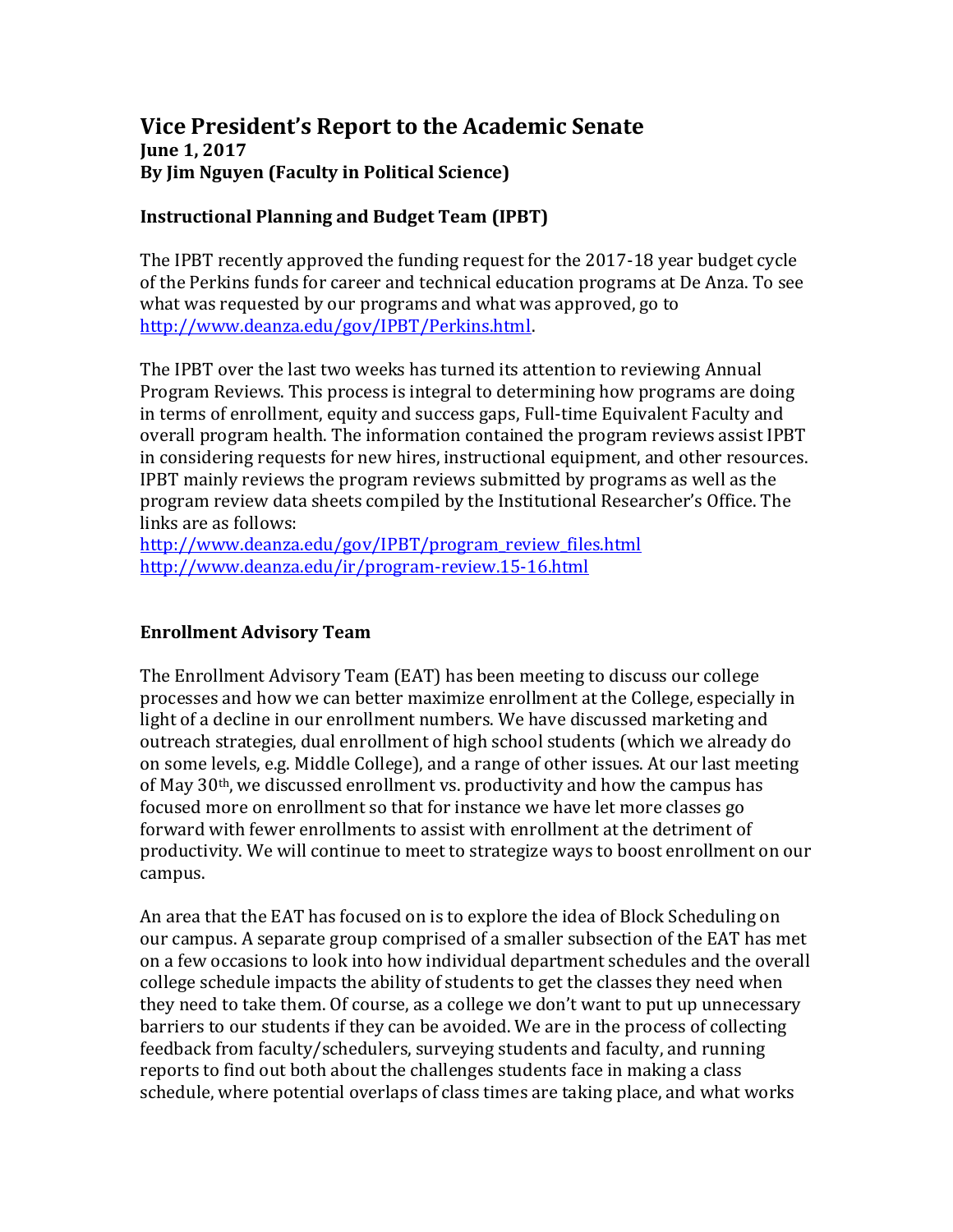# Vice President's Report to the Academic Senate

**June 1, 2017**
**By Jim Nguyen (Faculty in Political Science)**

## Instructional Planning and Budget Team (IPBT)

The IPBT recently approved the funding request for the 2017-18 year budget cycle of the Perkins funds for career and technical education programs at De Anza. To see what was requested by our programs and what was approved, go to http://www.deanza.edu/gov/IPBT/Perkins.html.

The IPBT over the last two weeks has turned its attention to reviewing Annual Program Reviews. This process is integral to determining how programs are doing in terms of enrollment, equity and success gaps, Full-time Equivalent Faculty and overall program health. The information contained the program reviews assist IPBT in considering requests for new hires, instructional equipment, and other resources. IPBT mainly reviews the program reviews submitted by programs as well as the program review data sheets compiled by the Institutional Researcher's Office. The links are as follows:
http://www.deanza.edu/gov/IPBT/program_review_files.html
http://www.deanza.edu/ir/program-review.15-16.html

## Enrollment Advisory Team

The Enrollment Advisory Team (EAT) has been meeting to discuss our college processes and how we can better maximize enrollment at the College, especially in light of a decline in our enrollment numbers. We have discussed marketing and outreach strategies, dual enrollment of high school students (which we already do on some levels, e.g. Middle College), and a range of other issues. At our last meeting of May 30th, we discussed enrollment vs. productivity and how the campus has focused more on enrollment so that for instance we have let more classes go forward with fewer enrollments to assist with enrollment at the detriment of productivity. We will continue to meet to strategize ways to boost enrollment on our campus.

An area that the EAT has focused on is to explore the idea of Block Scheduling on our campus. A separate group comprised of a smaller subsection of the EAT has met on a few occasions to look into how individual department schedules and the overall college schedule impacts the ability of students to get the classes they need when they need to take them. Of course, as a college we don't want to put up unnecessary barriers to our students if they can be avoided. We are in the process of collecting feedback from faculty/schedulers, surveying students and faculty, and running reports to find out both about the challenges students face in making a class schedule, where potential overlaps of class times are taking place, and what works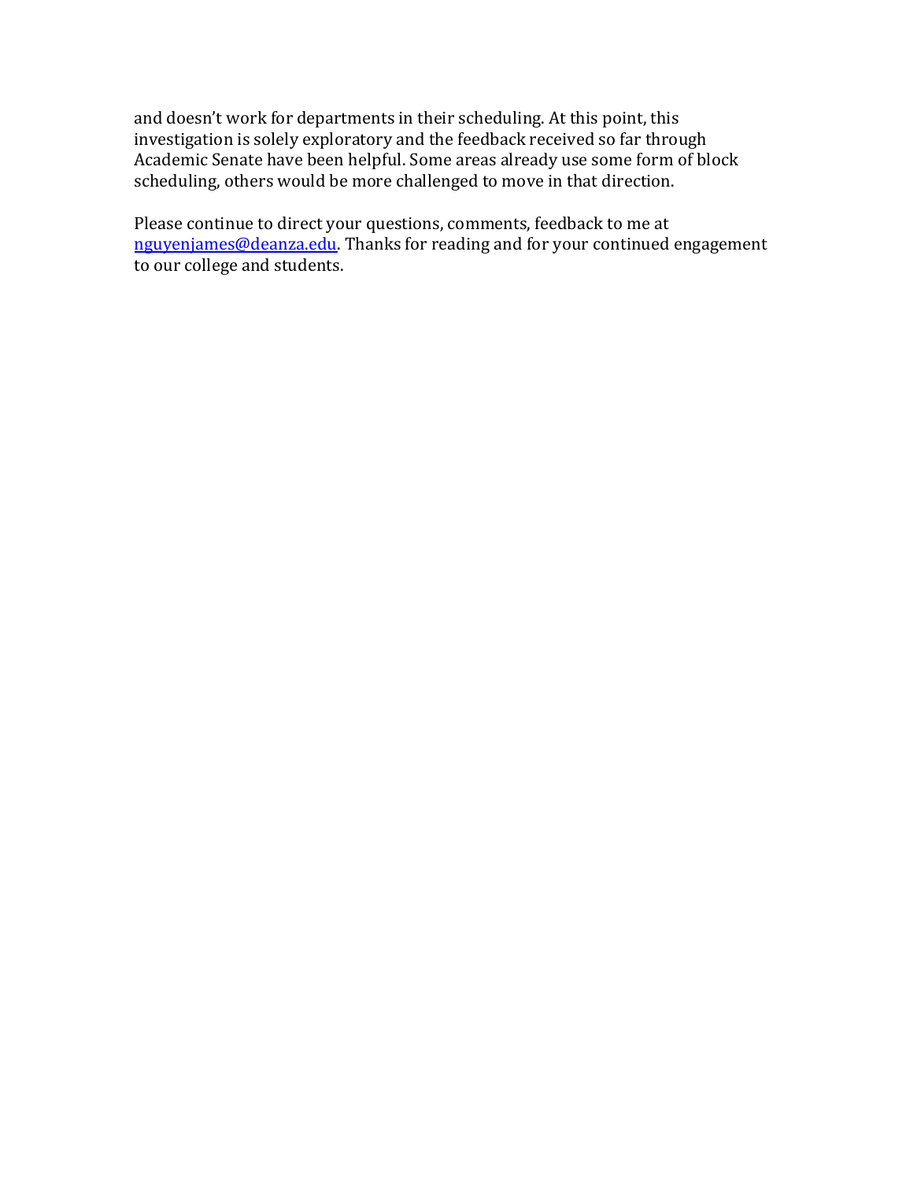and doesn't work for departments in their scheduling. At this point, this investigation is solely exploratory and the feedback received so far through Academic Senate have been helpful. Some areas already use some form of block scheduling, others would be more challenged to move in that direction.

Please continue to direct your questions, comments, feedback to me at [nguyenjames@deanza.edu](mailto:nguyenjames@deanza.edu). Thanks for reading and for your continued engagement to our college and students.